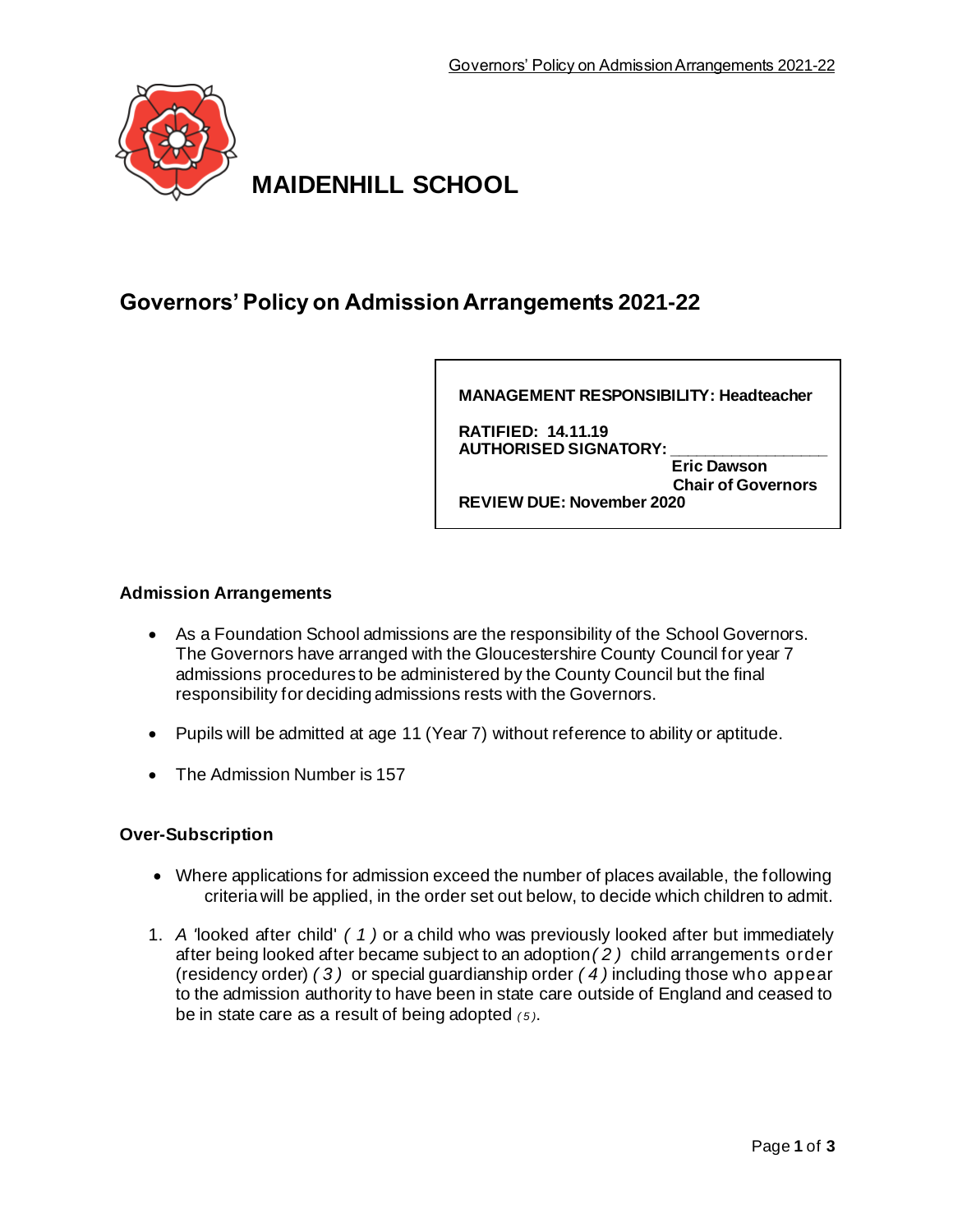# MAIDENHILL SCHOOL

## Governors' Policy on Admission Arrangements 2021-22

**MANAGEMENT RESPONSIBILITY: Headteacher**

**RATIFIED: 14.11.19**
**AUTHORISED SIGNATORY: \_\_\_\_\_\_\_\_\_\_\_\_\_\_\_\_**
**Eric Dawson**
**Chair of Governors**
**REVIEW DUE: November 2020**

### Admission Arrangements

- As a Foundation School admissions are the responsibility of the School Governors. The Governors have arranged with the Gloucestershire County Council for year 7 admissions procedures to be administered by the County Council but the final responsibility for deciding admissions rests with the Governors.
- Pupils will be admitted at age 11 (Year 7) without reference to ability or aptitude.
- The Admission Number is 157

### Over-Subscription

- Where applications for admission exceed the number of places available, the following criteria will be applied, in the order set out below, to decide which children to admit.

1. *A* 'looked after child' *( 1 )* or a child who was previously looked after but immediately after being looked after became subject to an adoption *( 2 )* child arrangements order (residency order) *( 3 )* or special guardianship order *( 4 )* including those who appear to the admission authority to have been in state care outside of England and ceased to be in state care as a result of being adopted *(5)*.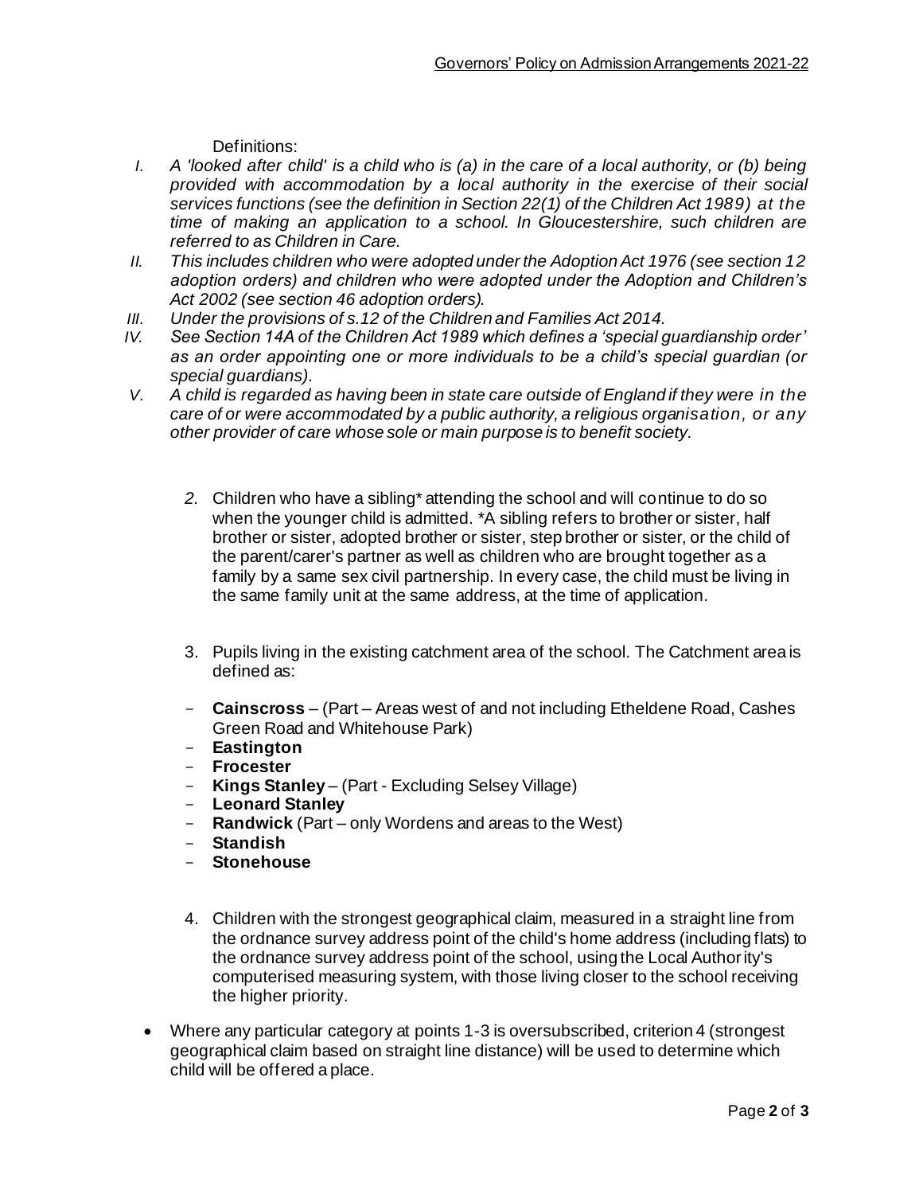Definitions:

I. *A 'looked after child' is a child who is (a) in the care of a local authority, or (b) being provided with accommodation by a local authority in the exercise of their social services functions (see the definition in Section 22(1) of the Children Act 1989) at the time of making an application to a school. In Gloucestershire, such children are referred to as Children in Care.*

II. *This includes children who were adopted under the Adoption Act 1976 (see section 12 adoption orders) and children who were adopted under the Adoption and Children's Act 2002 (see section 46 adoption orders).*

III. *Under the provisions of s.12 of the Children and Families Act 2014.*

IV. *See Section 14A of the Children Act 1989 which defines a 'special guardianship order' as an order appointing one or more individuals to be a child's special guardian (or special guardians).*

V. *A child is regarded as having been in state care outside of England if they were in the care of or were accommodated by a public authority, a religious organisation, or any other provider of care whose sole or main purpose is to benefit society.*

2. Children who have a sibling* attending the school and will continue to do so when the younger child is admitted. *A sibling refers to brother or sister, half brother or sister, adopted brother or sister, step brother or sister, or the child of the parent/carer's partner as well as children who are brought together as a family by a same sex civil partnership. In every case, the child must be living in the same family unit at the same address, at the time of application.

3. Pupils living in the existing catchment area of the school. The Catchment area is defined as:

   - **Cainscross** – (Part – Areas west of and not including Etheldene Road, Cashes Green Road and Whitehouse Park)
   - **Eastington**
   - **Frocester**
   - **Kings Stanley** – (Part - Excluding Selsey Village)
   - **Leonard Stanley**
   - **Randwick** (Part – only Wordens and areas to the West)
   - **Standish**
   - **Stonehouse**

4. Children with the strongest geographical claim, measured in a straight line from the ordnance survey address point of the child's home address (including flats) to the ordnance survey address point of the school, using the Local Authority's computerised measuring system, with those living closer to the school receiving the higher priority.

- Where any particular category at points 1-3 is oversubscribed, criterion 4 (strongest geographical claim based on straight line distance) will be used to determine which child will be offered a place.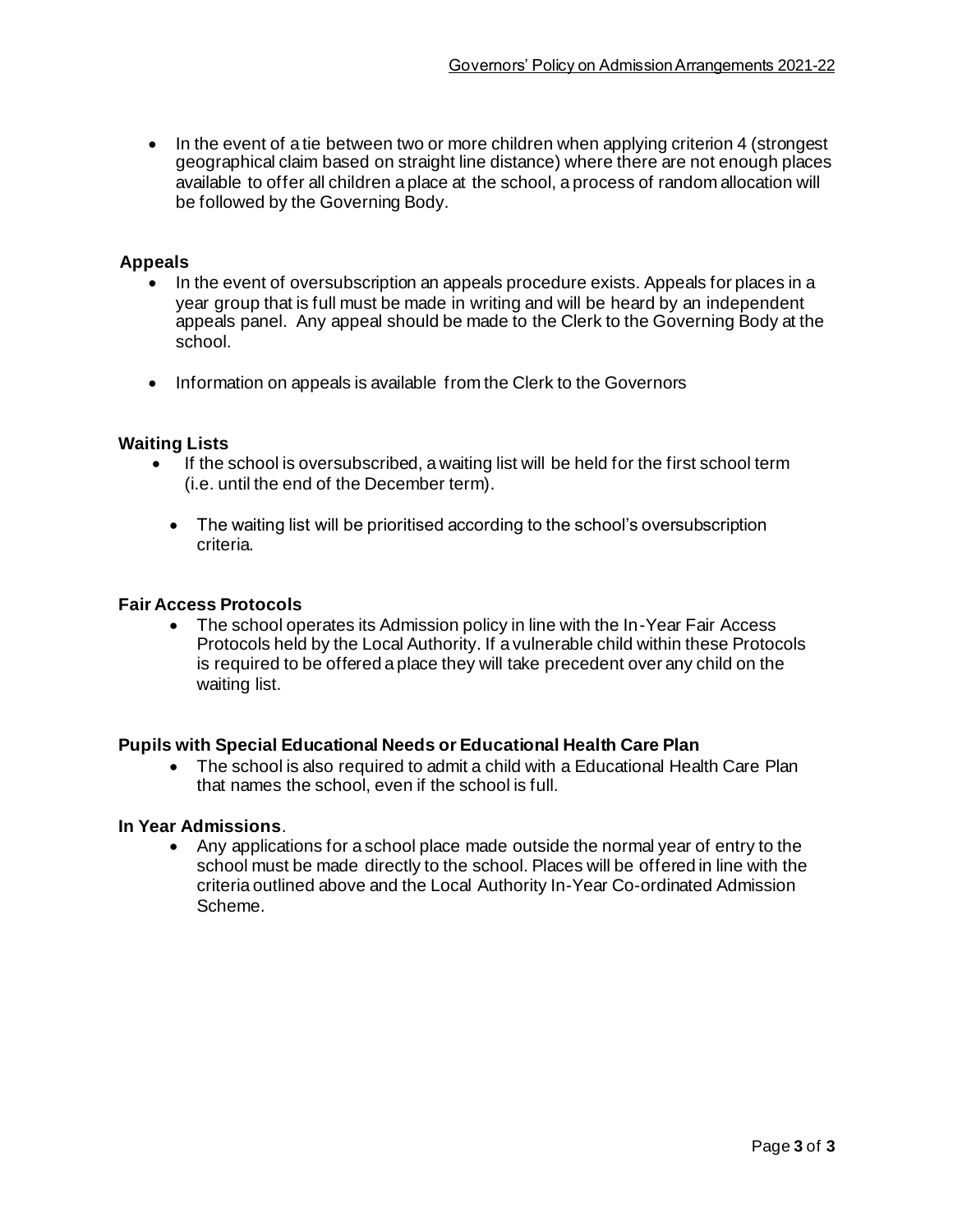- In the event of a tie between two or more children when applying criterion 4 (strongest geographical claim based on straight line distance) where there are not enough places available to offer all children a place at the school, a process of random allocation will be followed by the Governing Body.

**Appeals**

- In the event of oversubscription an appeals procedure exists. Appeals for places in a year group that is full must be made in writing and will be heard by an independent appeals panel. Any appeal should be made to the Clerk to the Governing Body at the school.
- Information on appeals is available from the Clerk to the Governors

**Waiting Lists**

- If the school is oversubscribed, a waiting list will be held for the first school term (i.e. until the end of the December term).
- The waiting list will be prioritised according to the school's oversubscription criteria.

**Fair Access Protocols**

- The school operates its Admission policy in line with the In-Year Fair Access Protocols held by the Local Authority. If a vulnerable child within these Protocols is required to be offered a place they will take precedent over any child on the waiting list.

**Pupils with Special Educational Needs or Educational Health Care Plan**

- The school is also required to admit a child with a Educational Health Care Plan that names the school, even if the school is full.

**In Year Admissions**.

- Any applications for a school place made outside the normal year of entry to the school must be made directly to the school. Places will be offered in line with the criteria outlined above and the Local Authority In-Year Co-ordinated Admission Scheme.